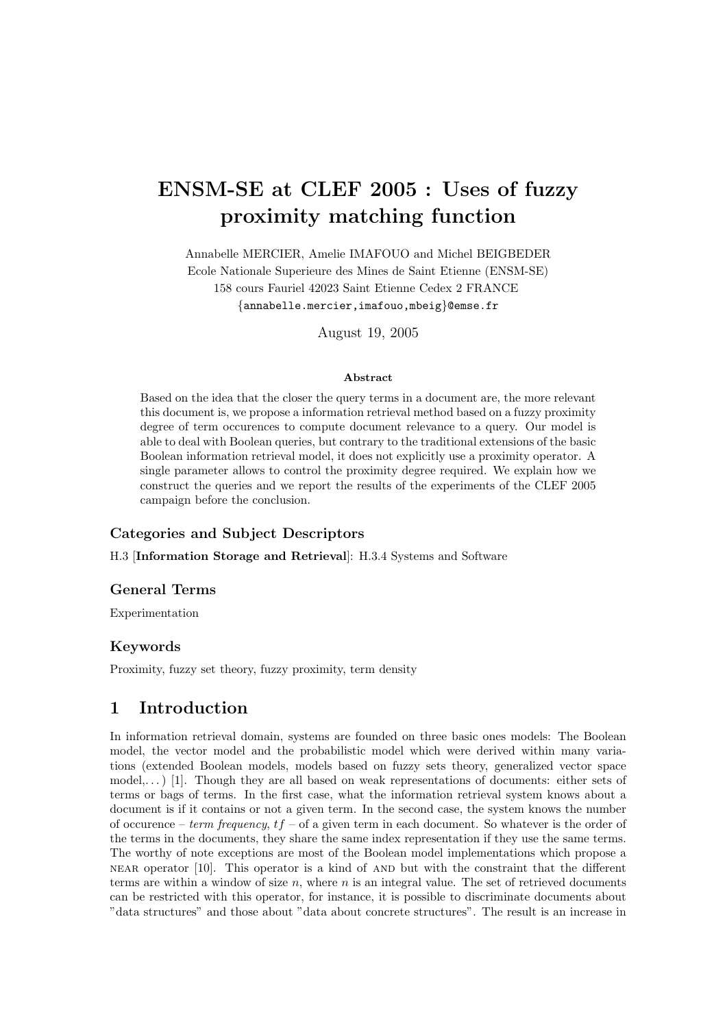# ENSM-SE at CLEF 2005 : Uses of fuzzy proximity matching function

Annabelle MERCIER, Amelie IMAFOUO and Michel BEIGBEDER
Ecole Nationale Superieure des Mines de Saint Etienne (ENSM-SE)
158 cours Fauriel 42023 Saint Etienne Cedex 2 FRANCE
{annabelle.mercier,imafouo,mbeig}@emse.fr

August 19, 2005

### Abstract

Based on the idea that the closer the query terms in a document are, the more relevant this document is, we propose a information retrieval method based on a fuzzy proximity degree of term occurences to compute document relevance to a query. Our model is able to deal with Boolean queries, but contrary to the traditional extensions of the basic Boolean information retrieval model, it does not explicitly use a proximity operator. A single parameter allows to control the proximity degree required. We explain how we construct the queries and we report the results of the experiments of the CLEF 2005 campaign before the conclusion.

### Categories and Subject Descriptors

H.3 [**Information Storage and Retrieval**]: H.3.4 Systems and Software

### General Terms

Experimentation

### Keywords

Proximity, fuzzy set theory, fuzzy proximity, term density

## 1 Introduction

In information retrieval domain, systems are founded on three basic ones models: The Boolean model, the vector model and the probabilistic model which were derived within many variations (extended Boolean models, models based on fuzzy sets theory, generalized vector space model,...) [1]. Though they are all based on weak representations of documents: either sets of terms or bags of terms. In the first case, what the information retrieval system knows about a document is if it contains or not a given term. In the second case, the system knows the number of occurence – *term frequency*, $tf$ – of a given term in each document. So whatever is the order of the terms in the documents, they share the same index representation if they use the same terms. The worthy of note exceptions are most of the Boolean model implementations which propose a NEAR operator [10]. This operator is a kind of AND but with the constraint that the different terms are within a window of size $n$, where $n$ is an integral value. The set of retrieved documents can be restricted with this operator, for instance, it is possible to discriminate documents about "data structures" and those about "data about concrete structures". The result is an increase in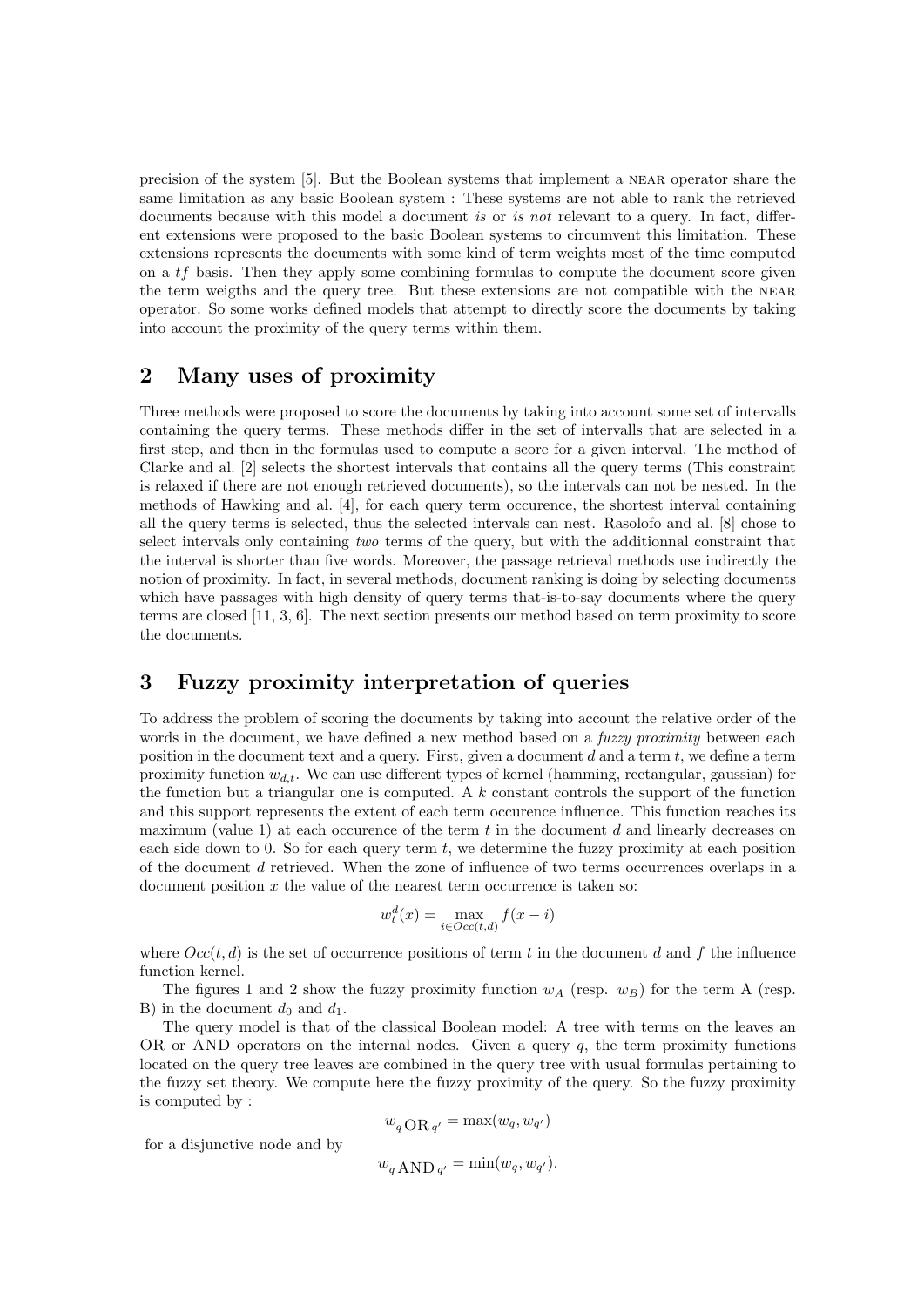precision of the system [5]. But the Boolean systems that implement a NEAR operator share the same limitation as any basic Boolean system : These systems are not able to rank the retrieved documents because with this model a document *is* or *is not* relevant to a query. In fact, different extensions were proposed to the basic Boolean systems to circumvent this limitation. These extensions represents the documents with some kind of term weights most of the time computed on a $tf$ basis. Then they apply some combining formulas to compute the document score given the term weigths and the query tree. But these extensions are not compatible with the NEAR operator. So some works defined models that attempt to directly score the documents by taking into account the proximity of the query terms within them.

## 2 Many uses of proximity

Three methods were proposed to score the documents by taking into account some set of intervalls containing the query terms. These methods differ in the set of intervalls that are selected in a first step, and then in the formulas used to compute a score for a given interval. The method of Clarke and al. [2] selects the shortest intervals that contains all the query terms (This constraint is relaxed if there are not enough retrieved documents), so the intervals can not be nested. In the methods of Hawking and al. [4], for each query term occurence, the shortest interval containing all the query terms is selected, thus the selected intervals can nest. Rasolofo and al. [8] chose to select intervals only containing *two* terms of the query, but with the additionnal constraint that the interval is shorter than five words. Moreover, the passage retrieval methods use indirectly the notion of proximity. In fact, in several methods, document ranking is doing by selecting documents which have passages with high density of query terms that-is-to-say documents where the query terms are closed [11, 3, 6]. The next section presents our method based on term proximity to score the documents.

## 3 Fuzzy proximity interpretation of queries

To address the problem of scoring the documents by taking into account the relative order of the words in the document, we have defined a new method based on a *fuzzy proximity* between each position in the document text and a query. First, given a document $d$ and a term $t$, we define a term proximity function $w_{d,t}$. We can use different types of kernel (hamming, rectangular, gaussian) for the function but a triangular one is computed. A $k$ constant controls the support of the function and this support represents the extent of each term occurence influence. This function reaches its maximum (value 1) at each occurence of the term $t$ in the document $d$ and linearly decreases on each side down to 0. So for each query term $t$, we determine the fuzzy proximity at each position of the document $d$ retrieved. When the zone of influence of two terms occurrences overlaps in a document position $x$ the value of the nearest term occurrence is taken so:

$$w_t^d(x) = \max_{i \in Occ(t,d)} f(x - i)$$

where $Occ(t, d)$ is the set of occurrence positions of term $t$ in the document $d$ and $f$ the influence function kernel.

The figures 1 and 2 show the fuzzy proximity function $w_A$ (resp. $w_B$) for the term A (resp. B) in the document $d_0$ and $d_1$.

The query model is that of the classical Boolean model: A tree with terms on the leaves an OR or AND operators on the internal nodes. Given a query $q$, the term proximity functions located on the query tree leaves are combined in the query tree with usual formulas pertaining to the fuzzy set theory. We compute here the fuzzy proximity of the query. So the fuzzy proximity is computed by :

$$w_{q \,\mathrm{OR}\, q'} = \max(w_q, w_{q'})$$

for a disjunctive node and by

$$w_{q \,\mathrm{AND}\, q'} = \min(w_q, w_{q'}).$$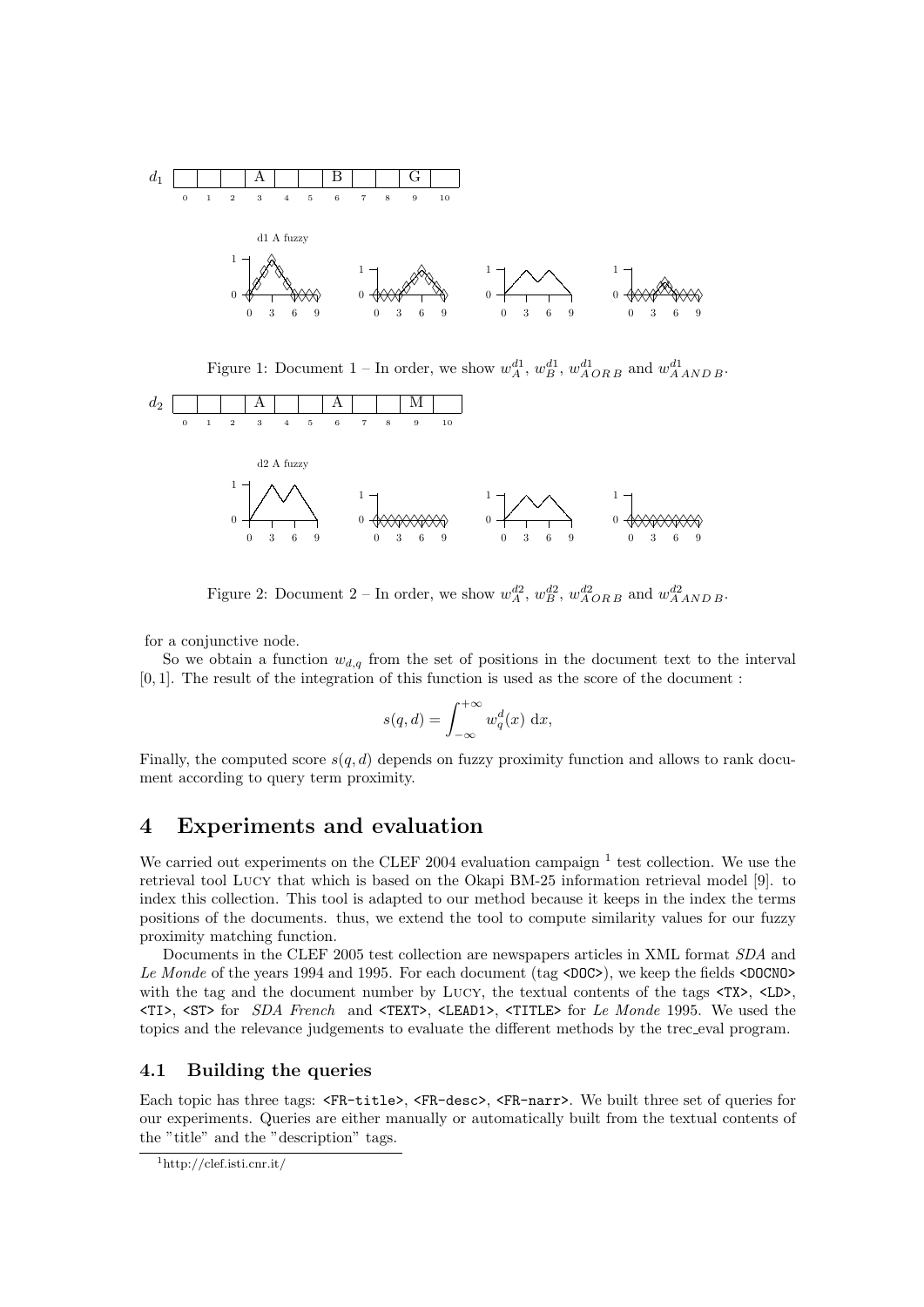Figure 1: Document 1 – In order, we show $w_A^{d1}$, $w_B^{d1}$, $w_{A\,OR\,B}^{d1}$ and $w_{A\,AND\,B}^{d1}$.

Figure 2: Document 2 – In order, we show $w_A^{d2}$, $w_B^{d2}$, $w_{A\,OR\,B}^{d2}$ and $w_{A\,AND\,B}^{d2}$.

for a conjunctive node.

So we obtain a function $w_{d,q}$ from the set of positions in the document text to the interval $[0, 1]$. The result of the integration of this function is used as the score of the document :

$$s(q, d) = \int_{-\infty}^{+\infty} w_q^d(x)\ \mathrm{d}x,$$

Finally, the computed score $s(q, d)$ depends on fuzzy proximity function and allows to rank document according to query term proximity.

# 4 Experiments and evaluation

We carried out experiments on the CLEF 2004 evaluation campaign [1] test collection. We use the retrieval tool Lucy that which is based on the Okapi BM-25 information retrieval model [9]. to index this collection. This tool is adapted to our method because it keeps in the index the terms positions of the documents. thus, we extend the tool to compute similarity values for our fuzzy proximity matching function.

Documents in the CLEF 2005 test collection are newspapers articles in XML format *SDA* and *Le Monde* of the years 1994 and 1995. For each document (tag `<DOC>`), we keep the fields `<DOCNO>` with the tag and the document number by Lucy, the textual contents of the tags `<TX>`, `<LD>`, `<TI>`, `<ST>` for *SDA French* and `<TEXT>`, `<LEAD1>`, `<TITLE>` for *Le Monde* 1995. We used the topics and the relevance judgements to evaluate the different methods by the trec_eval program.

## 4.1 Building the queries

Each topic has three tags: `<FR-title>`, `<FR-desc>`, `<FR-narr>`. We built three set of queries for our experiments. Queries are either manually or automatically built from the textual contents of the "title" and the "description" tags.

[1] http://clef.isti.cnr.it/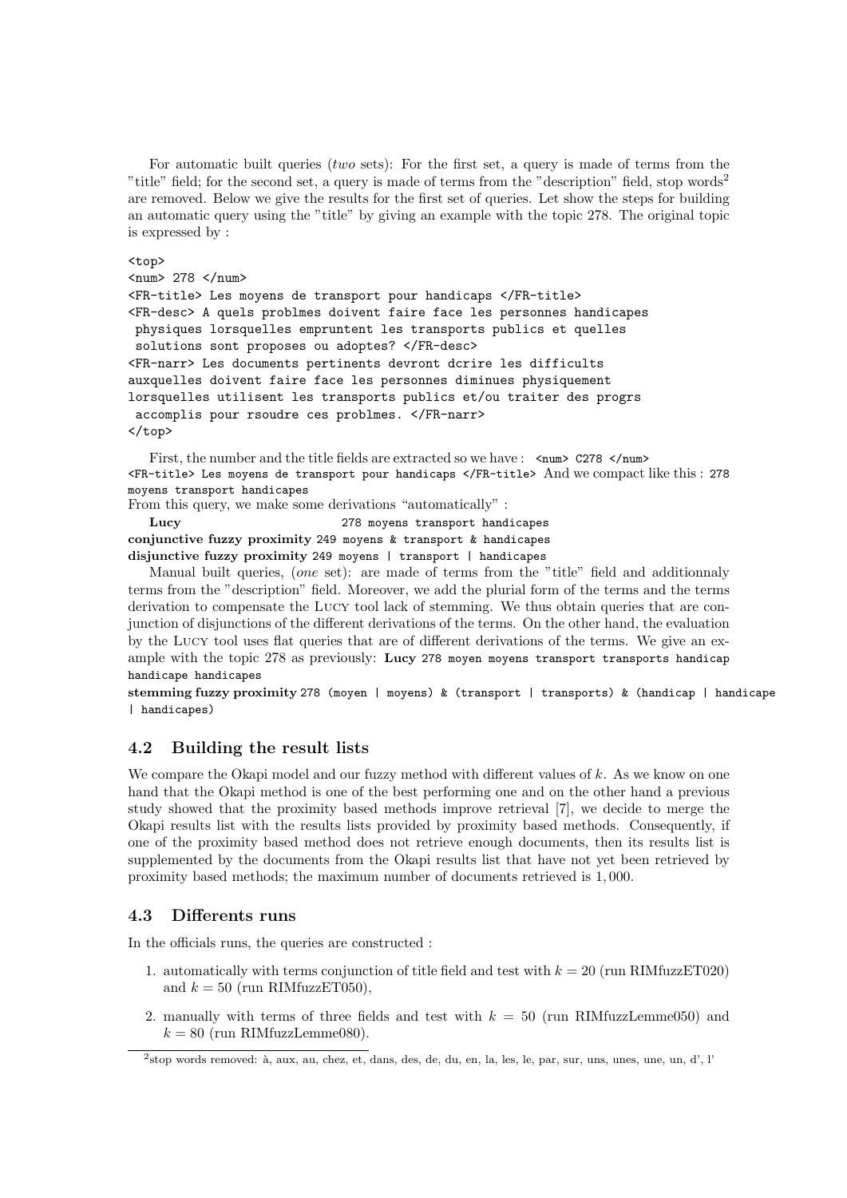For automatic built queries (*two* sets): For the first set, a query is made of terms from the "title" field; for the second set, a query is made of terms from the "description" field, stop words[2] are removed. Below we give the results for the first set of queries. Let show the steps for building an automatic query using the "title" by giving an example with the topic 278. The original topic is expressed by :

```
<top>
<num> 278 </num>
<FR-title> Les moyens de transport pour handicaps </FR-title>
<FR-desc> A quels problmes doivent faire face les personnes handicapes
 physiques lorsquelles empruntent les transports publics et quelles
 solutions sont proposes ou adoptes? </FR-desc>
<FR-narr> Les documents pertinents devront dcrire les difficults
auxquelles doivent faire face les personnes diminues physiquement
lorsquelles utilisent les transports publics et/ou traiter des progrs
 accomplis pour rsoudre ces problmes. </FR-narr>
</top>
```

First, the number and the title fields are extracted so we have : `<num> C278 </num>` `<FR-title> Les moyens de transport pour handicaps </FR-title>` And we compact like this : `278 moyens transport handicapes`

From this query, we make some derivations "automatically" :

**Lucy** `278 moyens transport handicapes`
**conjunctive fuzzy proximity** `249 moyens & transport & handicapes`
**disjunctive fuzzy proximity** `249 moyens | transport | handicapes`

Manual built queries, (*one* set): are made of terms from the "title" field and additionnaly terms from the "description" field. Moreover, we add the plurial form of the terms and the terms derivation to compensate the Lucy tool lack of stemming. We thus obtain queries that are conjunction of disjunctions of the different derivations of the terms. On the other hand, the evaluation by the Lucy tool uses flat queries that are of different derivations of the terms. We give an example with the topic 278 as previously: **Lucy** `278 moyen moyens transport transports handicap handicape handicapes`

**stemming fuzzy proximity** `278 (moyen | moyens) & (transport | transports) & (handicap | handicape | handicapes)`

## 4.2 Building the result lists

We compare the Okapi model and our fuzzy method with different values of $k$. As we know on one hand that the Okapi method is one of the best performing one and on the other hand a previous study showed that the proximity based methods improve retrieval [7], we decide to merge the Okapi results list with the results lists provided by proximity based methods. Consequently, if one of the proximity based method does not retrieve enough documents, then its results list is supplemented by the documents from the Okapi results list that have not yet been retrieved by proximity based methods; the maximum number of documents retrieved is $1,000$.

## 4.3 Differents runs

In the officials runs, the queries are constructed :

1. automatically with terms conjunction of title field and test with $k = 20$ (run RIMfuzzET020) and $k = 50$ (run RIMfuzzET050),
2. manually with terms of three fields and test with $k = 50$ (run RIMfuzzLemme050) and $k = 80$ (run RIMfuzzLemme080).

[2] stop words removed: à, aux, au, chez, et, dans, des, de, du, en, la, les, le, par, sur, uns, unes, une, un, d', l'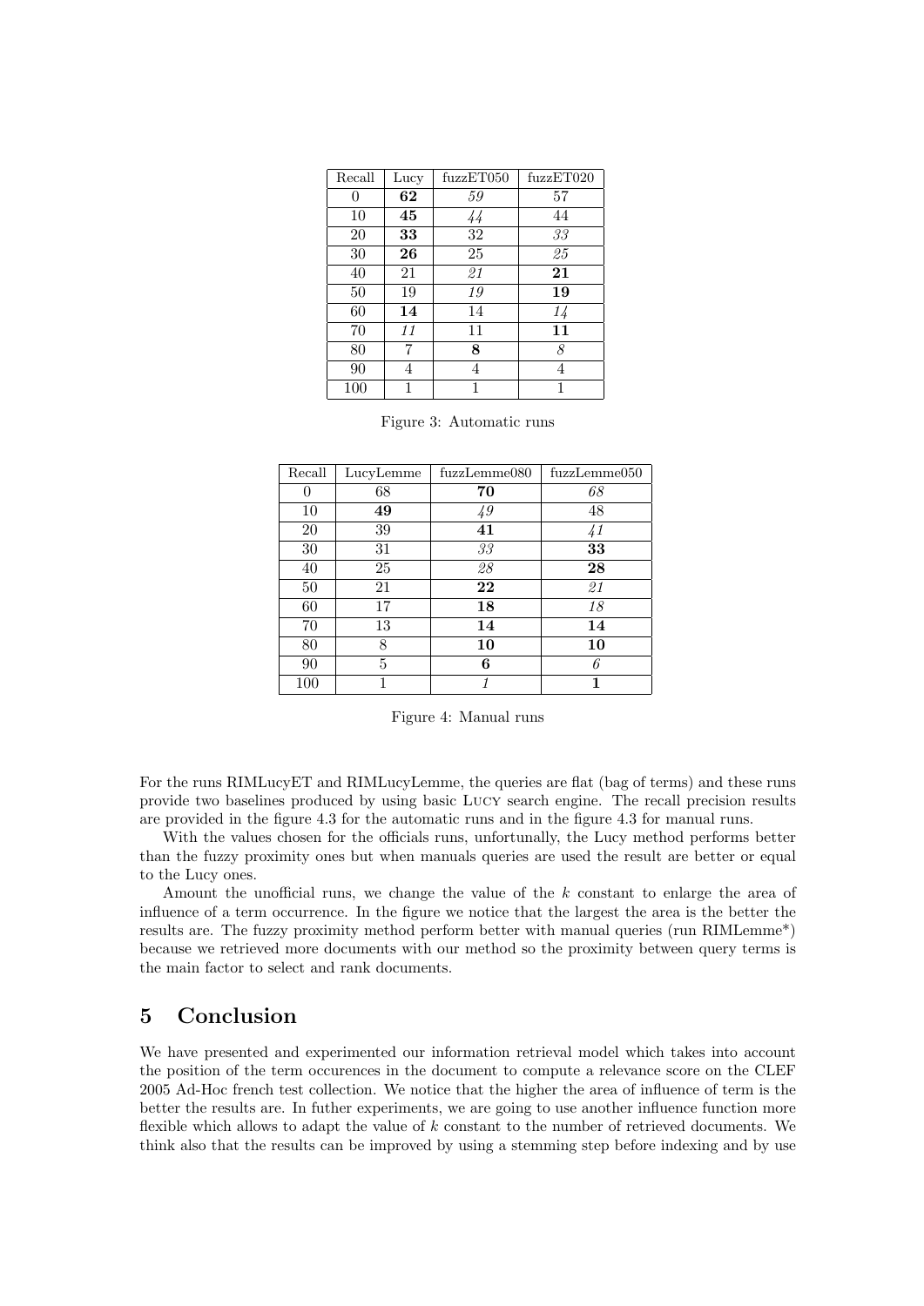| Recall | Lucy | fuzzET050 | fuzzET020 |
|---|---|---|---|
| 0 | **62** | *59* | 57 |
| 10 | **45** | *44* | 44 |
| 20 | **33** | 32 | *33* |
| 30 | **26** | 25 | *25* |
| 40 | 21 | *21* | **21** |
| 50 | 19 | *19* | **19** |
| 60 | **14** | 14 | *14* |
| 70 | *11* | 11 | **11** |
| 80 | 7 | **8** | *8* |
| 90 | 4 | 4 | 4 |
| 100 | 1 | 1 | 1 |

Figure 3: Automatic runs

| Recall | LucyLemme | fuzzLemme080 | fuzzLemme050 |
|---|---|---|---|
| 0 | 68 | **70** | *68* |
| 10 | **49** | *49* | 48 |
| 20 | 39 | **41** | *41* |
| 30 | 31 | *33* | **33** |
| 40 | 25 | *28* | **28** |
| 50 | 21 | **22** | *21* |
| 60 | 17 | **18** | *18* |
| 70 | 13 | **14** | **14** |
| 80 | 8 | **10** | **10** |
| 90 | 5 | **6** | *6* |
| 100 | 1 | *1* | **1** |

Figure 4: Manual runs

For the runs RIMLucyET and RIMLucyLemme, the queries are flat (bag of terms) and these runs provide two baselines produced by using basic Lucy search engine. The recall precision results are provided in the figure 4.3 for the automatic runs and in the figure 4.3 for manual runs.

With the values chosen for the officials runs, unfortunally, the Lucy method performs better than the fuzzy proximity ones but when manuals queries are used the result are better or equal to the Lucy ones.

Amount the unofficial runs, we change the value of the $k$ constant to enlarge the area of influence of a term occurrence. In the figure we notice that the largest the area is the better the results are. The fuzzy proximity method perform better with manual queries (run RIMLemme*) because we retrieved more documents with our method so the proximity between query terms is the main factor to select and rank documents.

## 5 Conclusion

We have presented and experimented our information retrieval model which takes into account the position of the term occurences in the document to compute a relevance score on the CLEF 2005 Ad-Hoc french test collection. We notice that the higher the area of influence of term is the better the results are. In futher experiments, we are going to use another influence function more flexible which allows to adapt the value of $k$ constant to the number of retrieved documents. We think also that the results can be improved by using a stemming step before indexing and by use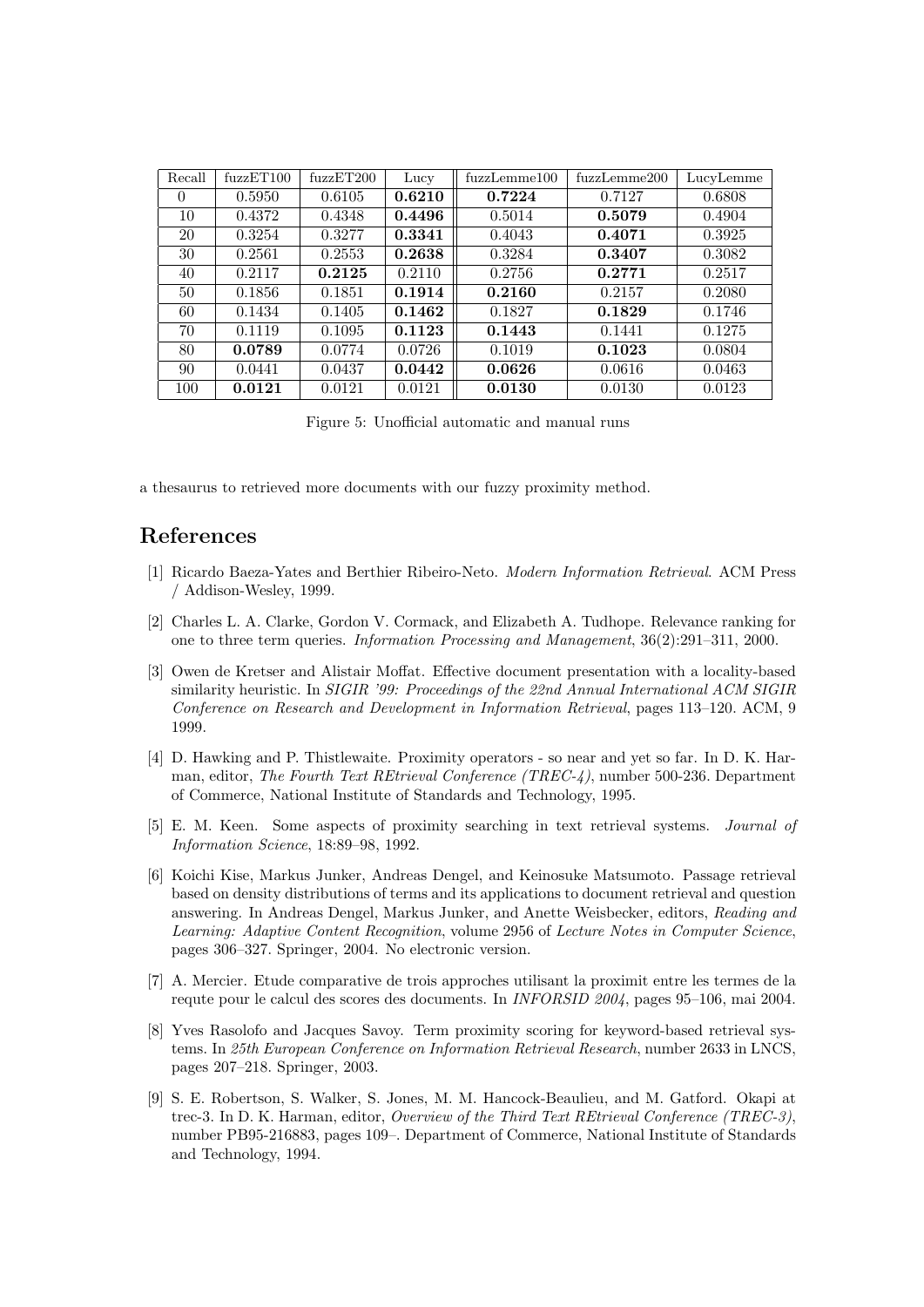| Recall | fuzzET100 | fuzzET200 | Lucy | fuzzLemme100 | fuzzLemme200 | LucyLemme |
|---|---|---|---|---|---|---|
| 0 | 0.5950 | 0.6105 | **0.6210** | **0.7224** | 0.7127 | 0.6808 |
| 10 | 0.4372 | 0.4348 | **0.4496** | 0.5014 | **0.5079** | 0.4904 |
| 20 | 0.3254 | 0.3277 | **0.3341** | 0.4043 | **0.4071** | 0.3925 |
| 30 | 0.2561 | 0.2553 | **0.2638** | 0.3284 | **0.3407** | 0.3082 |
| 40 | 0.2117 | **0.2125** | 0.2110 | 0.2756 | **0.2771** | 0.2517 |
| 50 | 0.1856 | 0.1851 | **0.1914** | **0.2160** | 0.2157 | 0.2080 |
| 60 | 0.1434 | 0.1405 | **0.1462** | 0.1827 | **0.1829** | 0.1746 |
| 70 | 0.1119 | 0.1095 | **0.1123** | **0.1443** | 0.1441 | 0.1275 |
| 80 | **0.0789** | 0.0774 | 0.0726 | 0.1019 | **0.1023** | 0.0804 |
| 90 | 0.0441 | 0.0437 | **0.0442** | **0.0626** | 0.0616 | 0.0463 |
| 100 | **0.0121** | 0.0121 | 0.0121 | **0.0130** | 0.0130 | 0.0123 |

Figure 5: Unofficial automatic and manual runs

a thesaurus to retrieved more documents with our fuzzy proximity method.

# References

[1] Ricardo Baeza-Yates and Berthier Ribeiro-Neto. *Modern Information Retrieval*. ACM Press / Addison-Wesley, 1999.

[2] Charles L. A. Clarke, Gordon V. Cormack, and Elizabeth A. Tudhope. Relevance ranking for one to three term queries. *Information Processing and Management*, 36(2):291–311, 2000.

[3] Owen de Kretser and Alistair Moffat. Effective document presentation with a locality-based similarity heuristic. In *SIGIR '99: Proceedings of the 22nd Annual International ACM SIGIR Conference on Research and Development in Information Retrieval*, pages 113–120. ACM, 9 1999.

[4] D. Hawking and P. Thistlewaite. Proximity operators - so near and yet so far. In D. K. Harman, editor, *The Fourth Text REtrieval Conference (TREC-4)*, number 500-236. Department of Commerce, National Institute of Standards and Technology, 1995.

[5] E. M. Keen. Some aspects of proximity searching in text retrieval systems. *Journal of Information Science*, 18:89–98, 1992.

[6] Koichi Kise, Markus Junker, Andreas Dengel, and Keinosuke Matsumoto. Passage retrieval based on density distributions of terms and its applications to document retrieval and question answering. In Andreas Dengel, Markus Junker, and Anette Weisbecker, editors, *Reading and Learning: Adaptive Content Recognition*, volume 2956 of *Lecture Notes in Computer Science*, pages 306–327. Springer, 2004. No electronic version.

[7] A. Mercier. Etude comparative de trois approches utilisant la proximit entre les termes de la requte pour le calcul des scores des documents. In *INFORSID 2004*, pages 95–106, mai 2004.

[8] Yves Rasolofo and Jacques Savoy. Term proximity scoring for keyword-based retrieval systems. In *25th European Conference on Information Retrieval Research*, number 2633 in LNCS, pages 207–218. Springer, 2003.

[9] S. E. Robertson, S. Walker, S. Jones, M. M. Hancock-Beaulieu, and M. Gatford. Okapi at trec-3. In D. K. Harman, editor, *Overview of the Third Text REtrieval Conference (TREC-3)*, number PB95-216883, pages 109–. Department of Commerce, National Institute of Standards and Technology, 1994.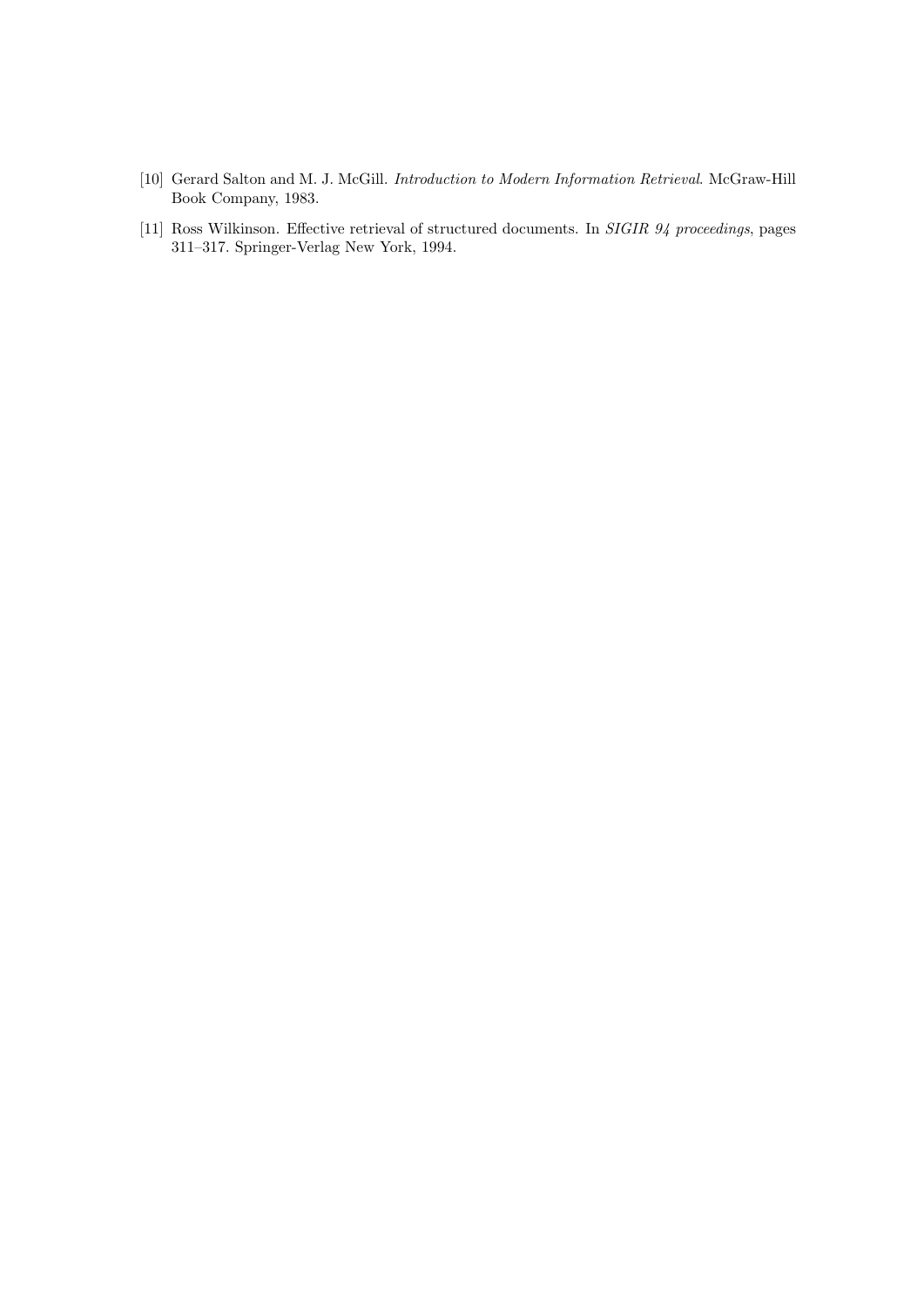[10] Gerard Salton and M. J. McGill. *Introduction to Modern Information Retrieval*. McGraw-Hill Book Company, 1983.

[11] Ross Wilkinson. Effective retrieval of structured documents. In *SIGIR 94 proceedings*, pages 311–317. Springer-Verlag New York, 1994.